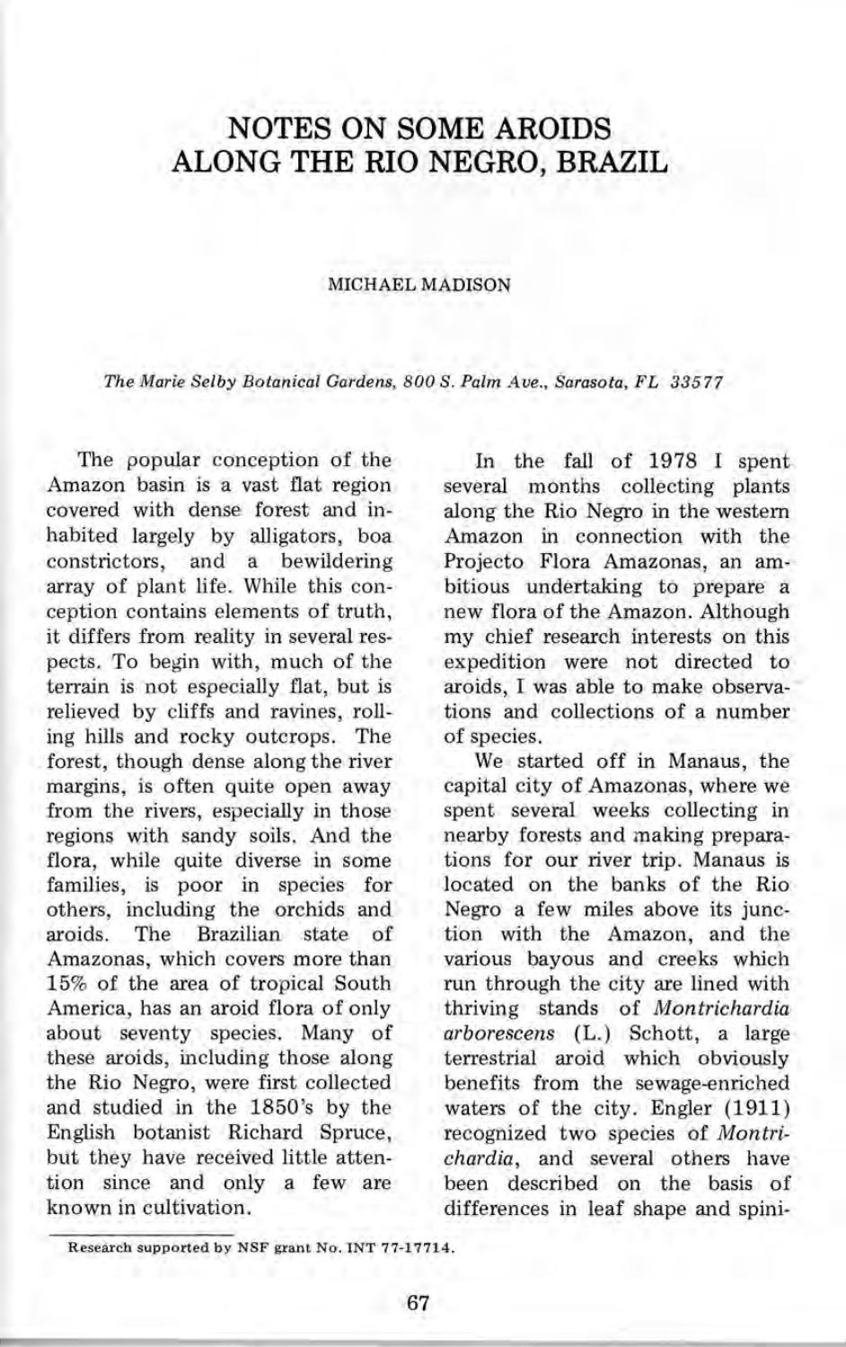# NOTES ON SOME AROIDS ALONG THE RIO NEGRO, BRAZIL

MICHAEL MADISON

*The Marie Selby Botanical Gardens, 800 S. Palm Ave., Sarasota, FL 33577*

The popular conception of the Amazon basin is a vast flat region covered with dense forest and inhabited largely by alligators, boa constrictors, and a bewildering array of plant life. While this conception contains elements of truth, it differs from reality in several respects. To begin with, much of the terrain is not especially flat, but is relieved by cliffs and ravines, rolling hills and rocky outcrops. The forest, though dense along the river margins, is often quite open away from the rivers, especially in those regions with sandy soils. And the flora, while quite diverse in some families, is poor in species for others, including the orchids and aroids. The Brazilian state of Amazonas, which covers more than 15% of the area of tropical South America, has an aroid flora of only about seventy species. Many of these aroids, including those along the Rio Negro, were first collected and studied in the 1850's by the English botanist Richard Spruce, but they have received little attention since and only a few are known in cultivation.

In the fall of 1978 I spent several months collecting plants along the Rio Negro in the western Amazon in connection with the Projecto Flora Amazonas, an ambitious undertaking to prepare a new flora of the Amazon. Although my chief research interests on this expedition were not directed to aroids, I was able to make observations and collections of a number of species.

We started off in Manaus, the capital city of Amazonas, where we spent several weeks collecting in nearby forests and making preparations for our river trip. Manaus is located on the banks of the Rio Negro a few miles above its junction with the Amazon, and the various bayous and creeks which run through the city are lined with thriving stands of *Montrichardia arborescens* (L.) Schott, a large terrestrial aroid which obviously benefits from the sewage-enriched waters of the city. Engler (1911) recognized two species of *Montrichardia*, and several others have been described on the basis of differences in leaf shape and spini-

Research supported by NSF grant No. INT 77-17714.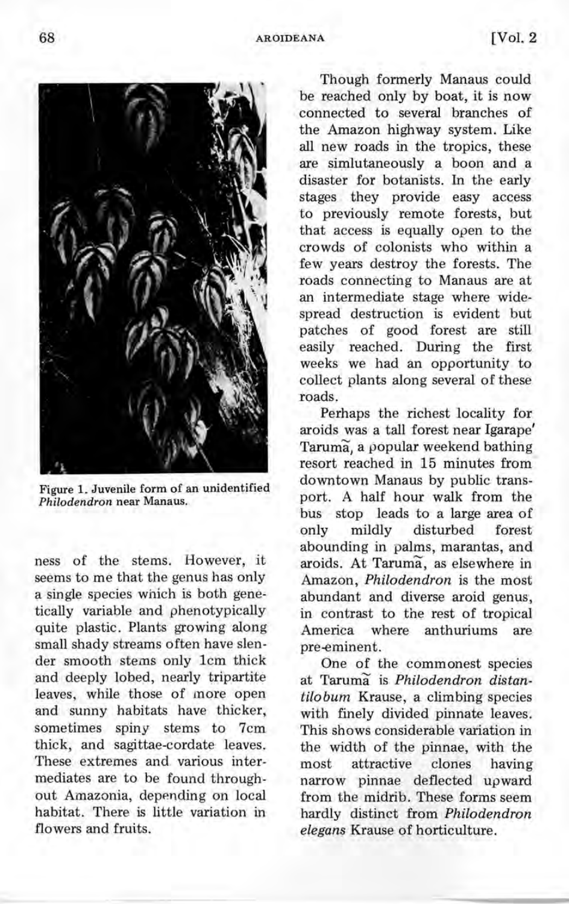Figure 1. Juvenile form of an unidentified *Philodendron* near Manaus.

ness of the stems. However, it seems to me that the genus has only a single species which is both genetically variable and phenotypically quite plastic. Plants growing along small shady streams often have slender smooth stems only 1cm thick and deeply lobed, nearly tripartite leaves, while those of more open and sunny habitats have thicker, sometimes spiny stems to 7cm thick, and sagittae-cordate leaves. These extremes and various intermediates are to be found throughout Amazonia, depending on local habitat. There is little variation in flowers and fruits.

Though formerly Manaus could be reached only by boat, it is now connected to several branches of the Amazon highway system. Like all new roads in the tropics, these are simlutaneously a boon and a disaster for botanists. In the early stages they provide easy access to previously remote forests, but that access is equally open to the crowds of colonists who within a few years destroy the forests. The roads connecting to Manaus are at an intermediate stage where widespread destruction is evident but patches of good forest are still easily reached. During the first weeks we had an opportunity to collect plants along several of these roads.

Perhaps the richest locality for aroids was a tall forest near Igarape' Tarumã, a popular weekend bathing resort reached in 15 minutes from downtown Manaus by public transport. A half hour walk from the bus stop leads to a large area of only mildly disturbed forest abounding in palms, marantas, and aroids. At Tarumã, as elsewhere in Amazon, *Philodendron* is the most abundant and diverse aroid genus, in contrast to the rest of tropical America where anthuriums are pre-eminent.

One of the commonest species at Tarumã is *Philodendron distantilobum* Krause, a climbing species with finely divided pinnate leaves. This shows considerable variation in the width of the pinnae, with the most attractive clones having narrow pinnae deflected upward from the midrib. These forms seem hardly distinct from *Philodendron elegans* Krause of horticulture.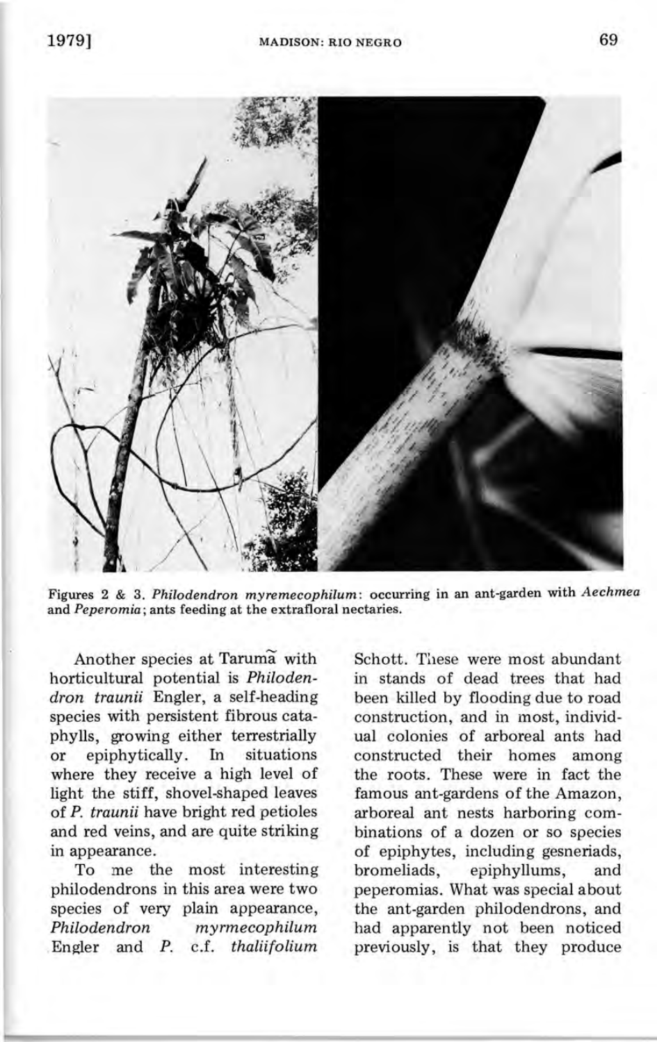Figures 2 & 3. *Philodendron myremecophilum*: occurring in an ant-garden with *Aechmea* and *Peperomia*; ants feeding at the extrafloral nectaries.

Another species at Tarumã with horticultural potential is *Philodendron traunii* Engler, a self-heading species with persistent fibrous cataphylls, growing either terrestrially or epiphytically. In situations where they receive a high level of light the stiff, shovel-shaped leaves of *P. traunii* have bright red petioles and red veins, and are quite striking in appearance.

To me the most interesting philodendrons in this area were two species of very plain appearance, *Philodendron myrmecophilum* Engler and *P.* c.f. *thaliifolium* Schott. These were most abundant in stands of dead trees that had been killed by flooding due to road construction, and in most, individual colonies of arboreal ants had constructed their homes among the roots. These were in fact the famous ant-gardens of the Amazon, arboreal ant nests harboring combinations of a dozen or so species of epiphytes, including gesneriads, bromeliads, epiphyllums, and peperomias. What was special about the ant-garden philodendrons, and had apparently not been noticed previously, is that they produce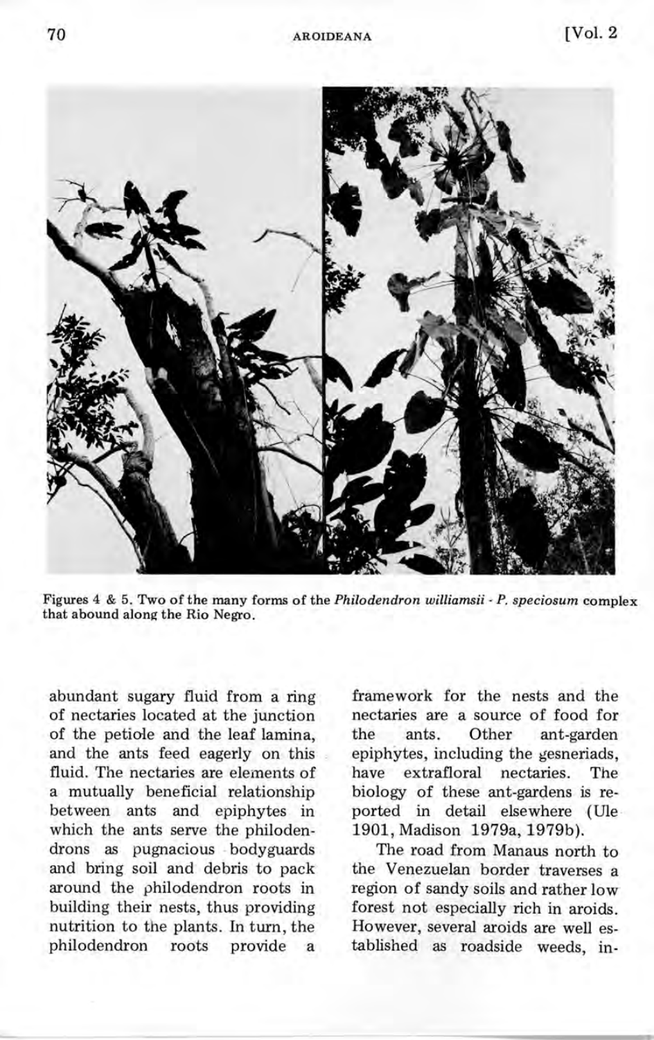Figures 4 & 5. Two of the many forms of the *Philodendron williamsii* - *P. speciosum* complex that abound along the Rio Negro.

abundant sugary fluid from a ring of nectaries located at the junction of the petiole and the leaf lamina, and the ants feed eagerly on this fluid. The nectaries are elements of a mutually beneficial relationship between ants and epiphytes in which the ants serve the philodendrons as pugnacious bodyguards and bring soil and debris to pack around the philodendron roots in building their nests, thus providing nutrition to the plants. In turn, the philodendron roots provide a framework for the nests and the nectaries are a source of food for the ants. Other ant-garden epiphytes, including the gesneriads, have extrafloral nectaries. The biology of these ant-gardens is reported in detail elsewhere (Ule 1901, Madison 1979a, 1979b).

The road from Manaus north to the Venezuelan border traverses a region of sandy soils and rather low forest not especially rich in aroids. However, several aroids are well established as roadside weeds, in-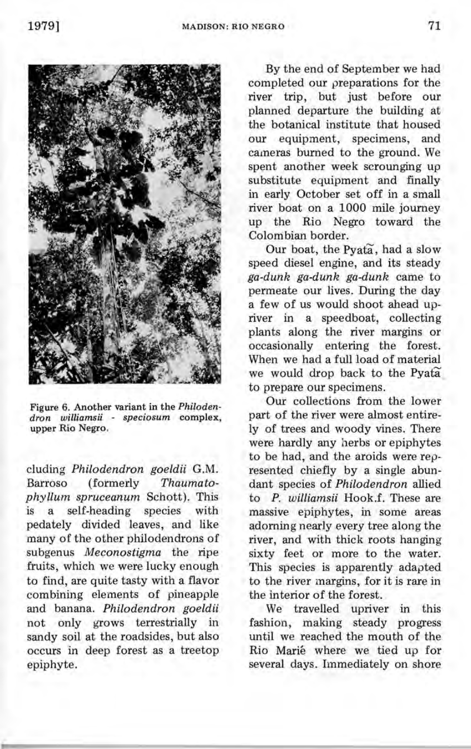Figure 6. Another variant in the *Philodendron williamsii - speciosum* complex, upper Rio Negro.

cluding *Philodendron goeldii* G.M. Barroso (formerly *Thaumatophyllum spruceanum* Schott). This is a self-heading species with pedately divided leaves, and like many of the other philodendrons of subgenus *Meconostigma* the ripe fruits, which we were lucky enough to find, are quite tasty with a flavor combining elements of pineapple and banana. *Philodendron goeldii* not only grows terrestrially in sandy soil at the roadsides, but also occurs in deep forest as a treetop epiphyte.

By the end of September we had completed our preparations for the river trip, but just before our planned departure the building at the botanical institute that housed our equipment, specimens, and cameras burned to the ground. We spent another week scrounging up substitute equipment and finally in early October set off in a small river boat on a 1000 mile journey up the Rio Negro toward the Colombian border.

Our boat, the Pyatã, had a slow speed diesel engine, and its steady *ga-dunk ga-dunk ga-dunk* came to permeate our lives. During the day a few of us would shoot ahead upriver in a speedboat, collecting plants along the river margins or occasionally entering the forest. When we had a full load of material we would drop back to the Pyatã to prepare our specimens.

Our collections from the lower part of the river were almost entirely of trees and woody vines. There were hardly any herbs or epiphytes to be had, and the aroids were represented chiefly by a single abundant species of *Philodendron* allied to *P. williamsii* Hook.f. These are massive epiphytes, in some areas adorning nearly every tree along the river, and with thick roots hanging sixty feet or more to the water. This species is apparently adapted to the river margins, for it is rare in the interior of the forest.

We travelled upriver in this fashion, making steady progress until we reached the mouth of the Rio Mariê where we tied up for several days. Immediately on shore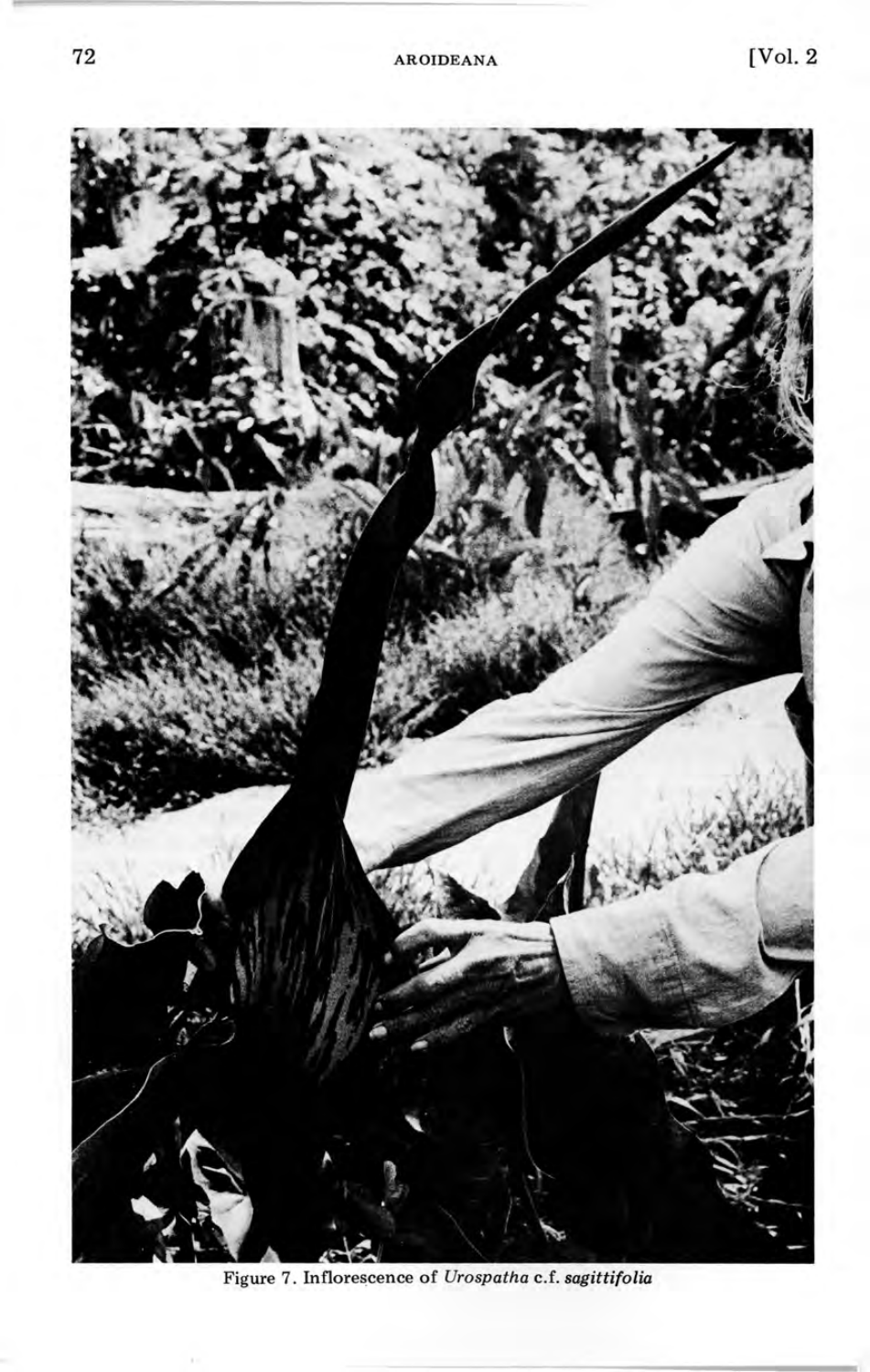Figure 7. Inflorescence of *Urospatha* c.f. *sagittifolia*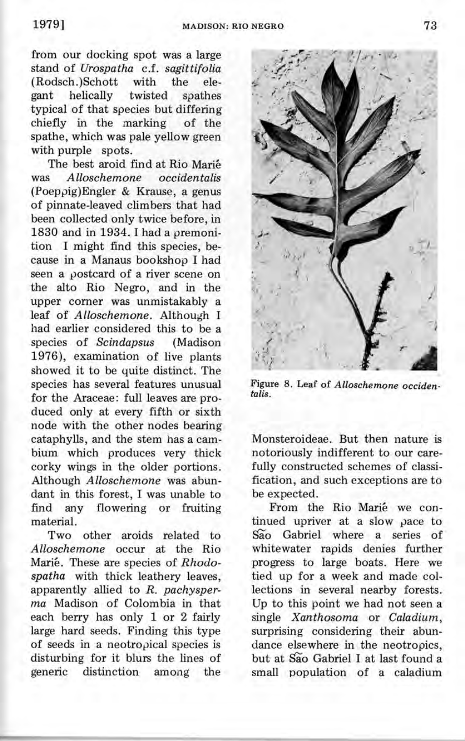from our docking spot was a large stand of *Urospatha* c.f. *sagittifolia* (Rodsch.)Schott with the elegant helically twisted spathes typical of that species but differing chiefly in the marking of the spathe, which was pale yellow green with purple spots.

The best aroid find at Rio Mariê was *Alloschemone occidentalis* (Poeppig)Engler & Krause, a genus of pinnate-leaved climbers that had been collected only twice before, in 1830 and in 1934. I had a premonition I might find this species, because in a Manaus bookshop I had seen a postcard of a river scene on the alto Rio Negro, and in the upper corner was unmistakably a leaf of *Alloschemone*. Although I had earlier considered this to be a species of *Scindapsus* (Madison 1976), examination of live plants showed it to be quite distinct. The species has several features unusual for the Araceae: full leaves are produced only at every fifth or sixth node with the other nodes bearing cataphylls, and the stem has a cambium which produces very thick corky wings in the older portions. Although *Alloschemone* was abundant in this forest, I was unable to find any flowering or fruiting material.

Two other aroids related to *Alloschemone* occur at the Rio Mariê. These are species of *Rhodospatha* with thick leathery leaves, apparently allied to *R. pachysperma* Madison of Colombia in that each berry has only 1 or 2 fairly large hard seeds. Finding this type of seeds in a neotropical species is disturbing for it blurs the lines of generic distinction among the Monsteroideae. But then nature is notoriously indifferent to our carefully constructed schemes of classification, and such exceptions are to be expected.

Figure 8. Leaf of *Alloschemone occidentalis*.

From the Rio Mariê we continued upriver at a slow pace to São Gabriel where a series of whitewater rapids denies further progress to large boats. Here we tied up for a week and made collections in several nearby forests. Up to this point we had not seen a single *Xanthosoma* or *Caladium*, surprising considering their abundance elsewhere in the neotropics, but at São Gabriel I at last found a small population of a caladium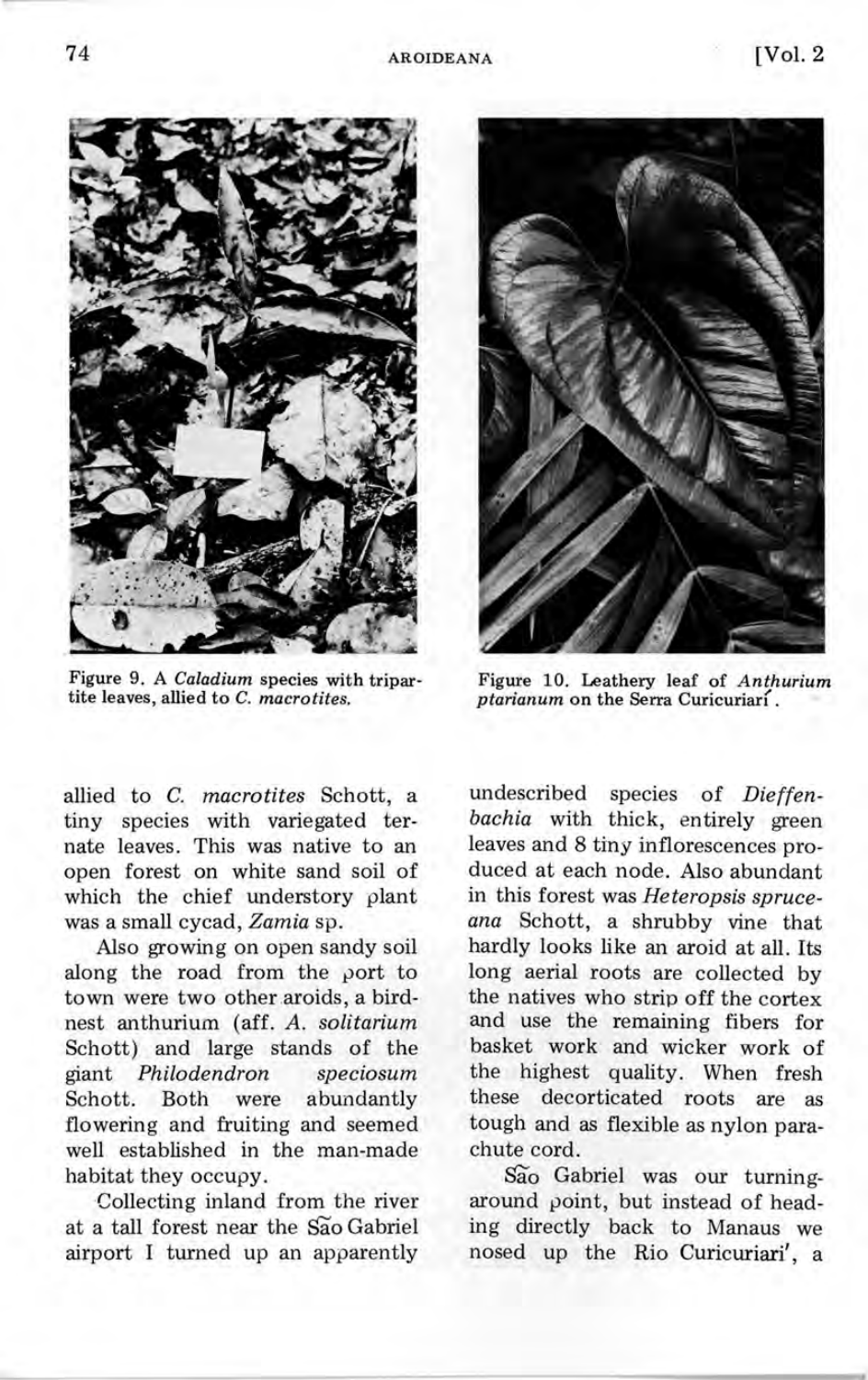Figure 9. A *Caladium* species with tripartite leaves, allied to *C. macrotites.*

Figure 10. Leathery leaf of *Anthurium ptarianum* on the Serra Curicuriarí.

allied to *C. macrotites* Schott, a tiny species with variegated ternate leaves. This was native to an open forest on white sand soil of which the chief understory plant was a small cycad, *Zamia* sp.

Also growing on open sandy soil along the road from the port to town were two other aroids, a birdnest anthurium (aff. *A. solitarium* Schott) and large stands of the giant *Philodendron speciosum* Schott. Both were abundantly flowering and fruiting and seemed well established in the man-made habitat they occupy.

Collecting inland from the river at a tall forest near the São Gabriel airport I turned up an apparently undescribed species of *Dieffenbachia* with thick, entirely green leaves and 8 tiny inflorescences produced at each node. Also abundant in this forest was *Heteropsis spruceana* Schott, a shrubby vine that hardly looks like an aroid at all. Its long aerial roots are collected by the natives who strip off the cortex and use the remaining fibers for basket work and wicker work of the highest quality. When fresh these decorticated roots are as tough and as flexible as nylon parachute cord.

São Gabriel was our turning-around point, but instead of heading directly back to Manaus we nosed up the Rio Curicuriari', a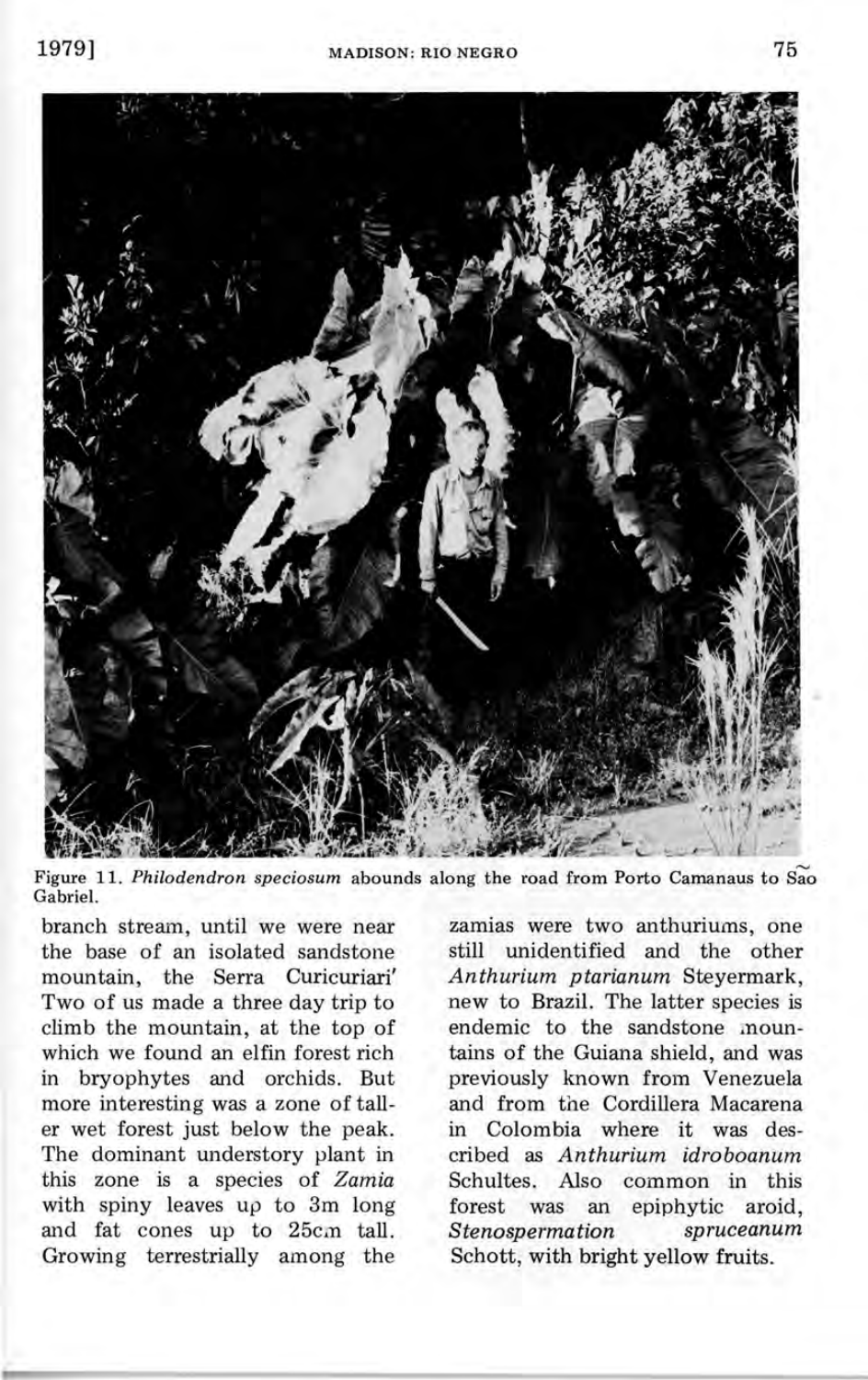Figure 11. *Philodendron speciosum* abounds along the road from Porto Camanaus to São Gabriel.

branch stream, until we were near the base of an isolated sandstone mountain, the Serra Curicuriari' Two of us made a three day trip to climb the mountain, at the top of which we found an elfin forest rich in bryophytes and orchids. But more interesting was a zone of taller wet forest just below the peak. The dominant understory plant in this zone is a species of *Zamia* with spiny leaves up to 3m long and fat cones up to 25cm tall. Growing terrestrially among the zamias were two anthuriums, one still unidentified and the other *Anthurium ptarianum* Steyermark, new to Brazil. The latter species is endemic to the sandstone mountains of the Guiana shield, and was previously known from Venezuela and from the Cordillera Macarena in Colombia where it was described as *Anthurium idroboanum* Schultes. Also common in this forest was an epiphytic aroid, *Stenospermation spruceanum* Schott, with bright yellow fruits.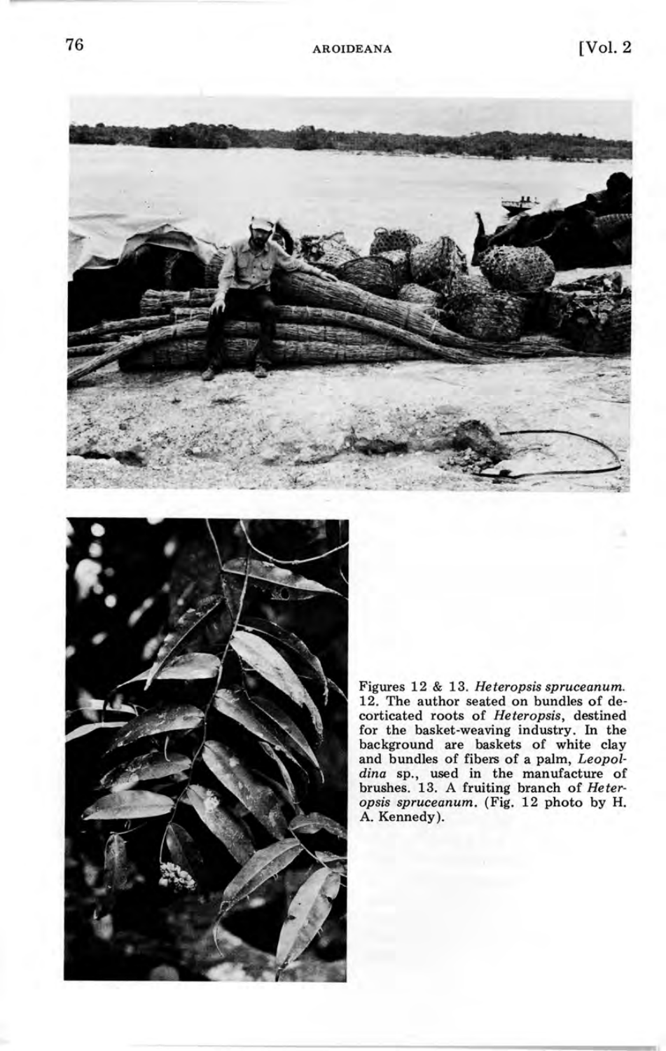Figures 12 & 13. *Heteropsis spruceanum*. 12. The author seated on bundles of decorticated roots of *Heteropsis*, destined for the basket-weaving industry. In the background are baskets of white clay and bundles of fibers of a palm, *Leopoldina* sp., used in the manufacture of brushes. 13. A fruiting branch of *Heteropsis spruceanum*. (Fig. 12 photo by H. A. Kennedy).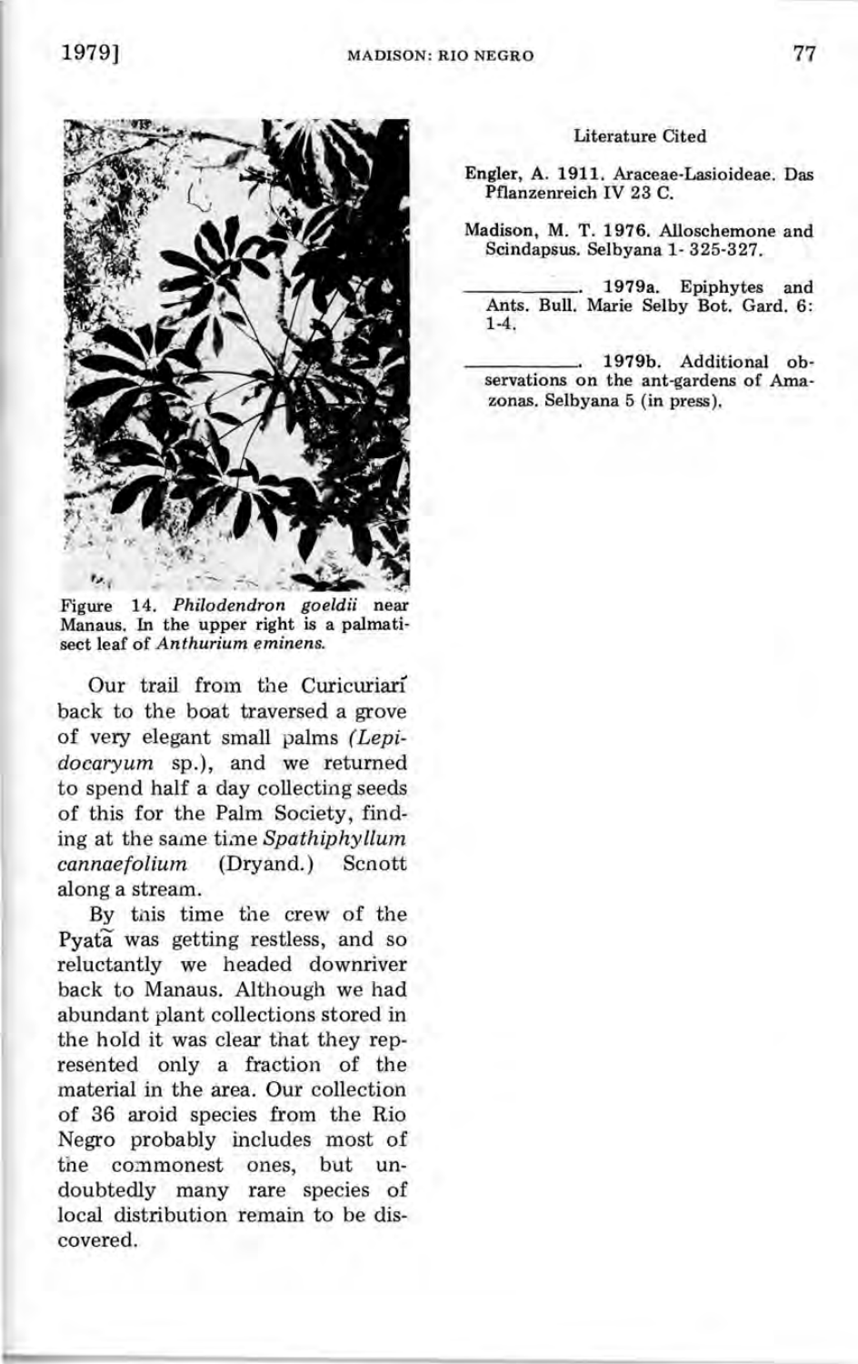Figure 14. *Philodendron goeldii* near Manaus. In the upper right is a palmatisect leaf of *Anthurium eminens.*

Our trail from the Curicuriarí back to the boat traversed a grove of very elegant small palms (*Lepidocaryum* sp.), and we returned to spend half a day collecting seeds of this for the Palm Society, finding at the same time *Spathiphyllum cannaefolium* (Dryand.) Schott along a stream.

By this time the crew of the Pyatã was getting restless, and so reluctantly we headed downriver back to Manaus. Although we had abundant plant collections stored in the hold it was clear that they represented only a fraction of the material in the area. Our collection of 36 aroid species from the Rio Negro probably includes most of the commonest ones, but undoubtedly many rare species of local distribution remain to be discovered.

### Literature Cited

Engler, A. 1911. Araceae-Lasioideae. Das Pflanzenreich IV 23 C.

Madison, M. T. 1976. Alloschemone and Scindapsus. Selbyana 1- 325-327.

\_\_\_\_\_\_\_\_\_\_. 1979a. Epiphytes and Ants. Bull. Marie Selby Bot. Gard. 6: 1-4.

\_\_\_\_\_\_\_\_\_\_. 1979b. Additional observations on the ant-gardens of Amazonas. Selbyana 5 (in press).